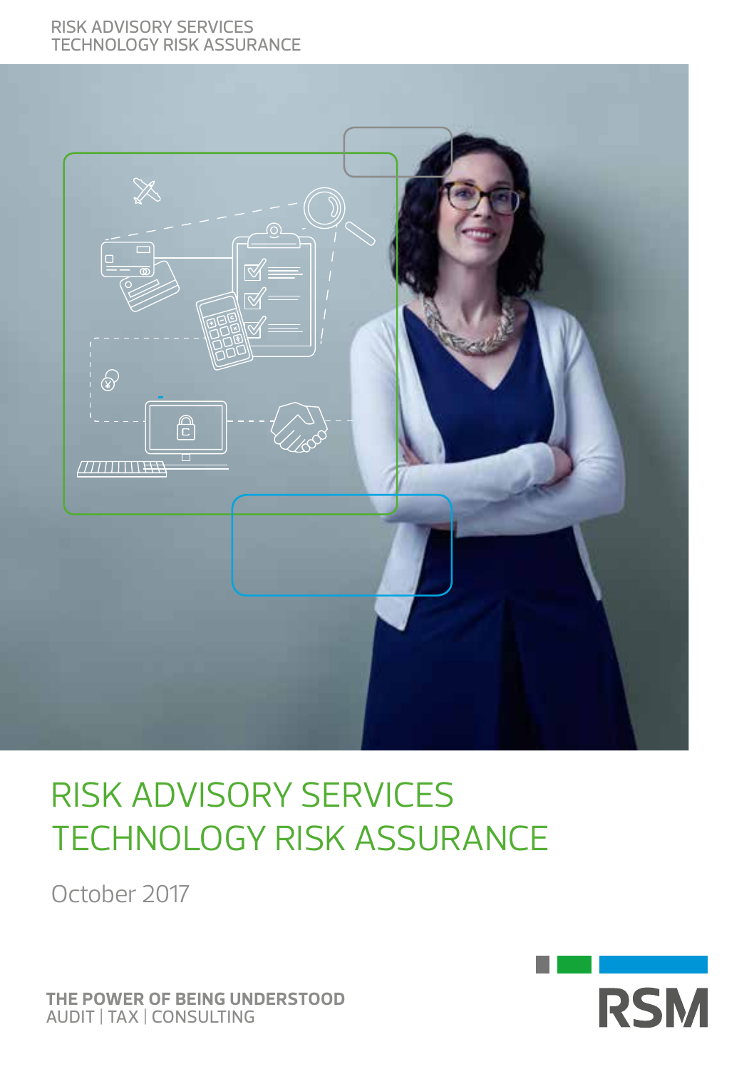RISK ADVISORY SERVICES
TECHNOLOGY RISK ASSURANCE

# RISK ADVISORY SERVICES
# TECHNOLOGY RISK ASSURANCE

October 2017

**THE POWER OF BEING UNDERSTOOD**
AUDIT | TAX | CONSULTING

RSM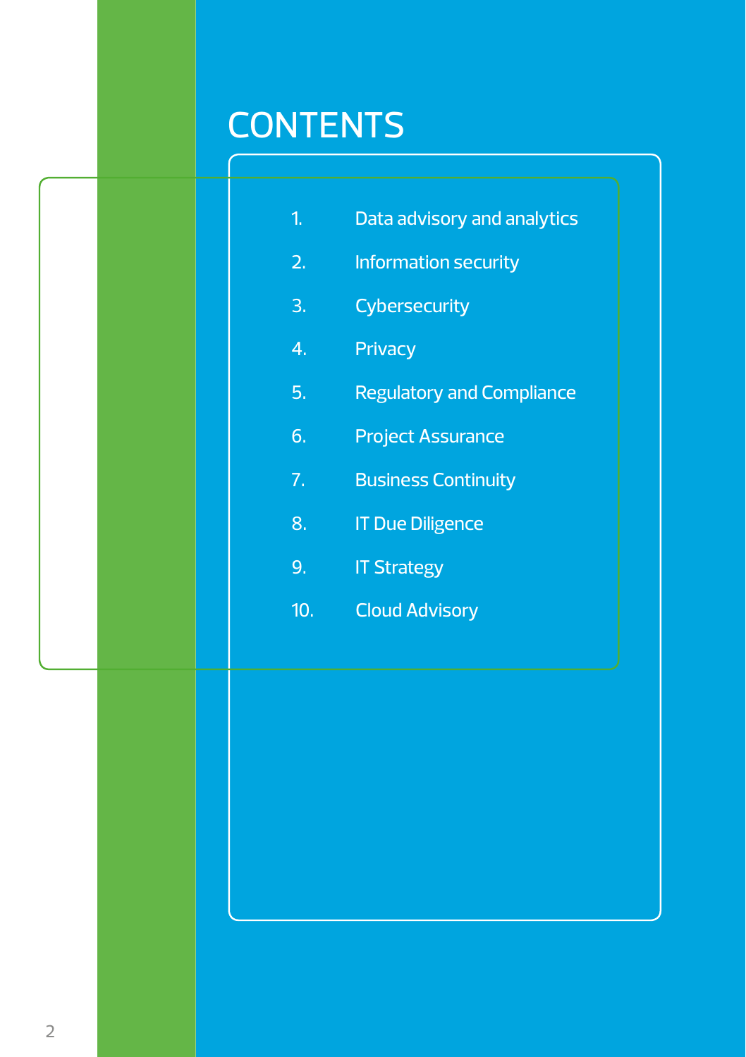# CONTENTS

1. Data advisory and analytics
2. Information security
3. Cybersecurity
4. Privacy
5. Regulatory and Compliance
6. Project Assurance
7. Business Continuity
8. IT Due Diligence
9. IT Strategy
10. Cloud Advisory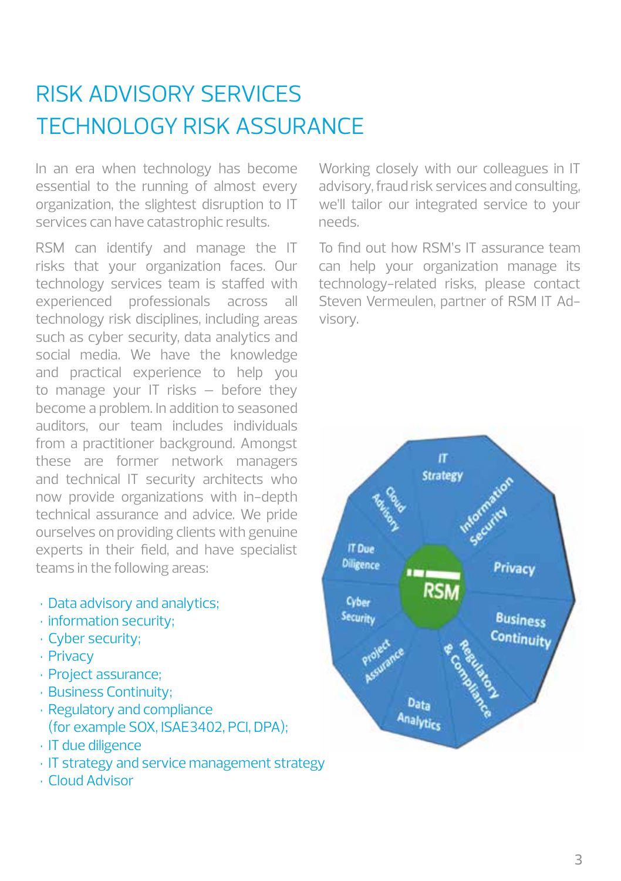# RISK ADVISORY SERVICES TECHNOLOGY RISK ASSURANCE

In an era when technology has become essential to the running of almost every organization, the slightest disruption to IT services can have catastrophic results.

RSM can identify and manage the IT risks that your organization faces. Our technology services team is staffed with experienced professionals across all technology risk disciplines, including areas such as cyber security, data analytics and social media. We have the knowledge and practical experience to help you to manage your IT risks – before they become a problem. In addition to seasoned auditors, our team includes individuals from a practitioner background. Amongst these are former network managers and technical IT security architects who now provide organizations with in-depth technical assurance and advice. We pride ourselves on providing clients with genuine experts in their field, and have specialist teams in the following areas:

- Data advisory and analytics;
- information security;
- Cyber security;
- Privacy
- Project assurance;
- Business Continuity;
- Regulatory and compliance (for example SOX, ISAE3402, PCI, DPA);
- IT due diligence
- IT strategy and service management strategy
- Cloud Advisor

Working closely with our colleagues in IT advisory, fraud risk services and consulting, we'll tailor our integrated service to your needs.

To find out how RSM's IT assurance team can help your organization manage its technology-related risks, please contact Steven Vermeulen, partner of RSM IT Advisory.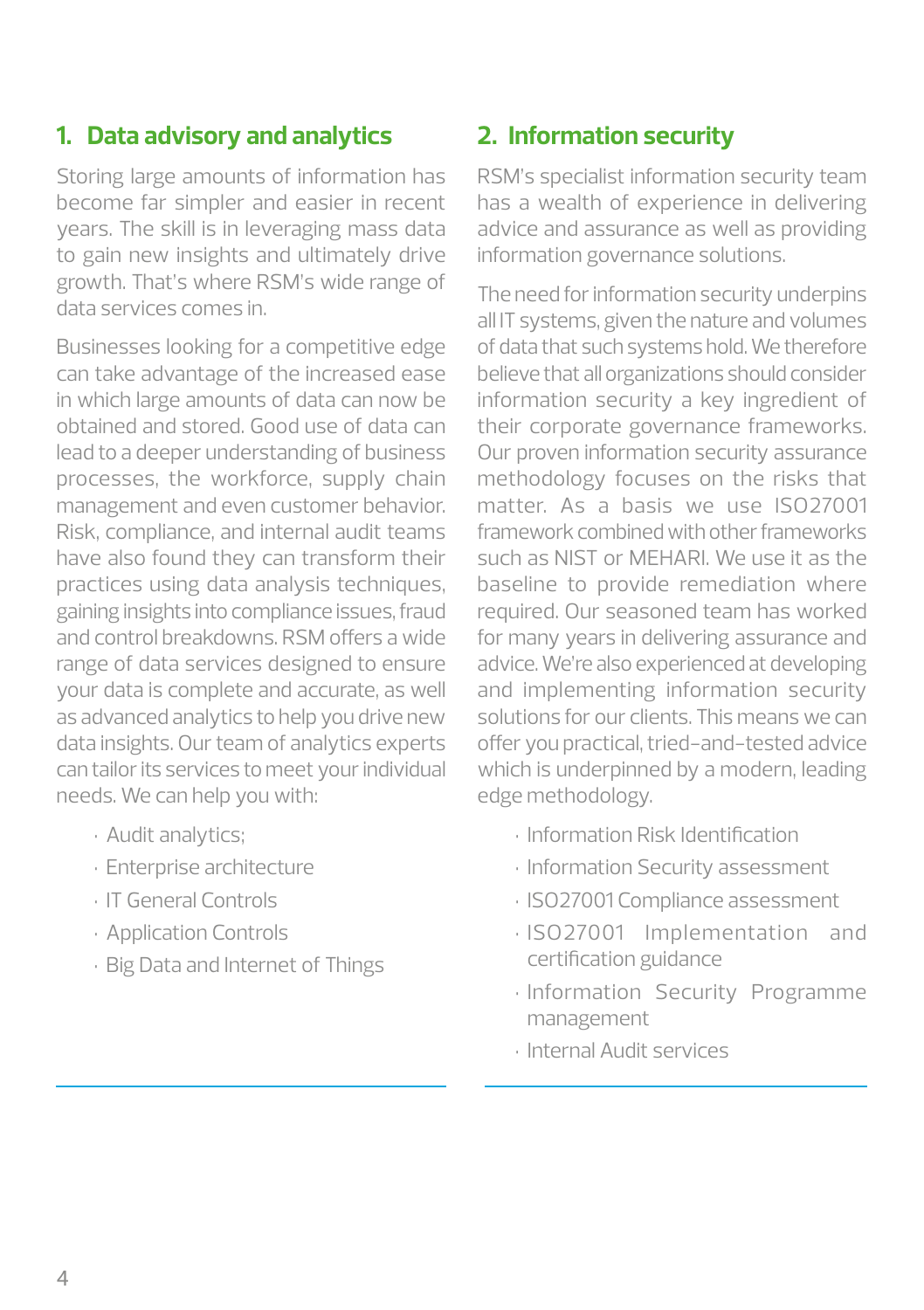## 1. Data advisory and analytics

Storing large amounts of information has become far simpler and easier in recent years. The skill is in leveraging mass data to gain new insights and ultimately drive growth. That's where RSM's wide range of data services comes in.

Businesses looking for a competitive edge can take advantage of the increased ease in which large amounts of data can now be obtained and stored. Good use of data can lead to a deeper understanding of business processes, the workforce, supply chain management and even customer behavior. Risk, compliance, and internal audit teams have also found they can transform their practices using data analysis techniques, gaining insights into compliance issues, fraud and control breakdowns. RSM offers a wide range of data services designed to ensure your data is complete and accurate, as well as advanced analytics to help you drive new data insights. Our team of analytics experts can tailor its services to meet your individual needs. We can help you with:

- Audit analytics;
- Enterprise architecture
- IT General Controls
- Application Controls
- Big Data and Internet of Things

## 2. Information security

RSM's specialist information security team has a wealth of experience in delivering advice and assurance as well as providing information governance solutions.

The need for information security underpins all IT systems, given the nature and volumes of data that such systems hold. We therefore believe that all organizations should consider information security a key ingredient of their corporate governance frameworks. Our proven information security assurance methodology focuses on the risks that matter. As a basis we use ISO27001 framework combined with other frameworks such as NIST or MEHARI. We use it as the baseline to provide remediation where required. Our seasoned team has worked for many years in delivering assurance and advice. We're also experienced at developing and implementing information security solutions for our clients. This means we can offer you practical, tried-and-tested advice which is underpinned by a modern, leading edge methodology.

- Information Risk Identification
- Information Security assessment
- ISO27001 Compliance assessment
- ISO27001 Implementation and certification guidance
- Information Security Programme management
- Internal Audit services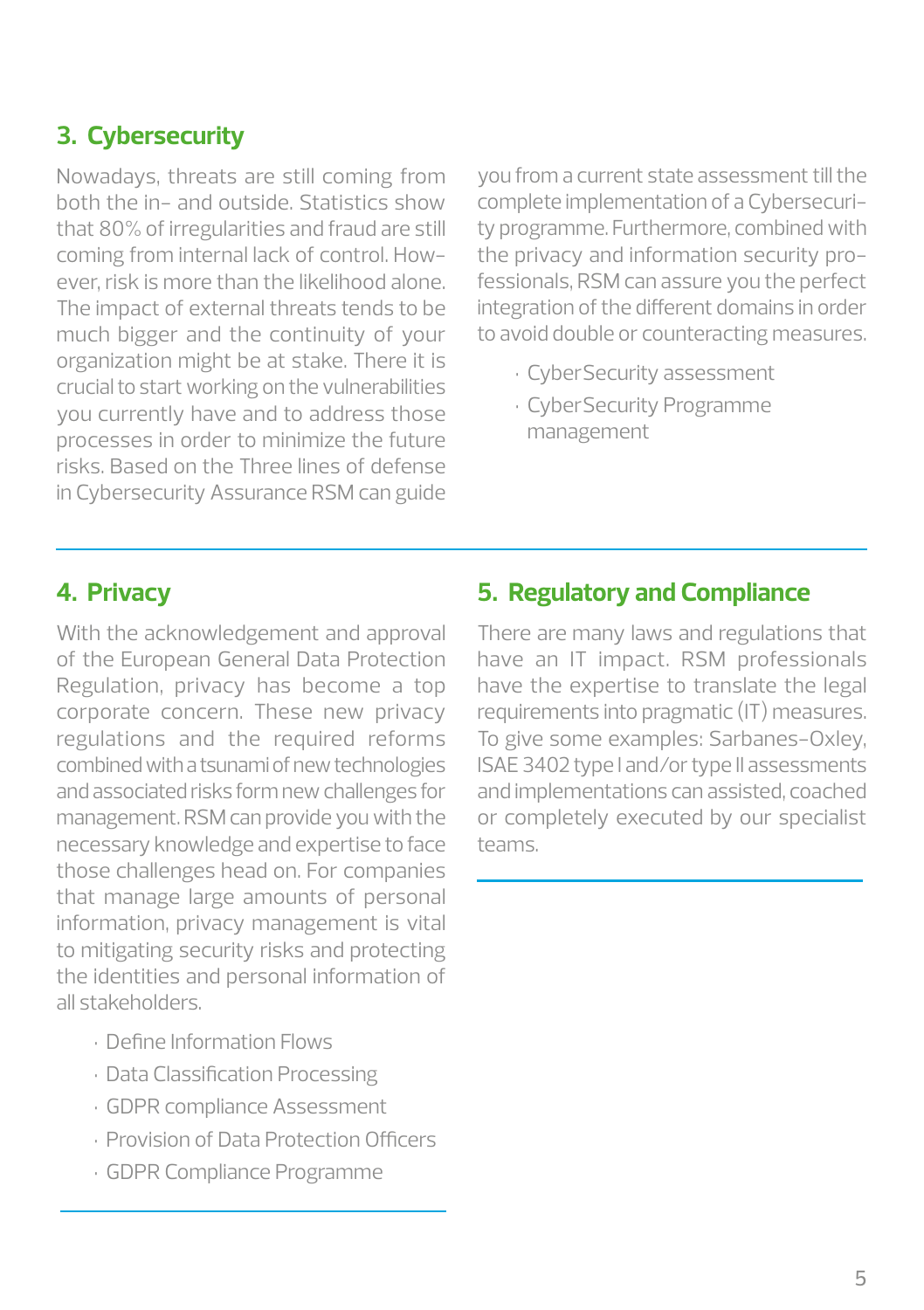## 3. Cybersecurity

Nowadays, threats are still coming from both the in- and outside. Statistics show that 80% of irregularities and fraud are still coming from internal lack of control. However, risk is more than the likelihood alone. The impact of external threats tends to be much bigger and the continuity of your organization might be at stake. There it is crucial to start working on the vulnerabilities you currently have and to address those processes in order to minimize the future risks. Based on the Three lines of defense in Cybersecurity Assurance RSM can guide you from a current state assessment till the complete implementation of a Cybersecurity programme. Furthermore, combined with the privacy and information security professionals, RSM can assure you the perfect integration of the different domains in order to avoid double or counteracting measures.

- CyberSecurity assessment
- CyberSecurity Programme management

## 4. Privacy

With the acknowledgement and approval of the European General Data Protection Regulation, privacy has become a top corporate concern. These new privacy regulations and the required reforms combined with a tsunami of new technologies and associated risks form new challenges for management. RSM can provide you with the necessary knowledge and expertise to face those challenges head on. For companies that manage large amounts of personal information, privacy management is vital to mitigating security risks and protecting the identities and personal information of all stakeholders.

- Define Information Flows
- Data Classification Processing
- GDPR compliance Assessment
- Provision of Data Protection Officers
- GDPR Compliance Programme

## 5. Regulatory and Compliance

There are many laws and regulations that have an IT impact. RSM professionals have the expertise to translate the legal requirements into pragmatic (IT) measures. To give some examples: Sarbanes-Oxley, ISAE 3402 type I and/or type II assessments and implementations can assisted, coached or completely executed by our specialist teams.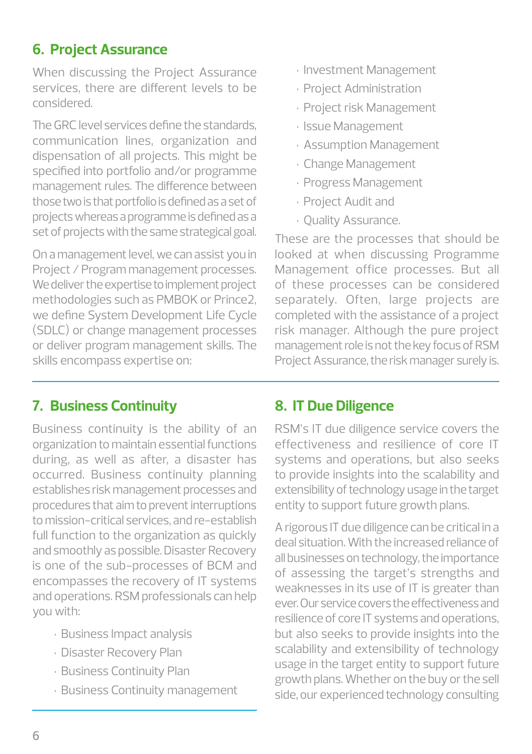## 6. Project Assurance

When discussing the Project Assurance services, there are different levels to be considered.

The GRC level services define the standards, communication lines, organization and dispensation of all projects. This might be specified into portfolio and/or programme management rules. The difference between those two is that portfolio is defined as a set of projects whereas a programme is defined as a set of projects with the same strategical goal.

On a management level, we can assist you in Project / Program management processes. We deliver the expertise to implement project methodologies such as PMBOK or Prince2, we define System Development Life Cycle (SDLC) or change management processes or deliver program management skills. The skills encompass expertise on:

- Investment Management
- Project Administration
- Project risk Management
- Issue Management
- Assumption Management
- Change Management
- Progress Management
- Project Audit and
- Quality Assurance.

These are the processes that should be looked at when discussing Programme Management office processes. But all of these processes can be considered separately. Often, large projects are completed with the assistance of a project risk manager. Although the pure project management role is not the key focus of RSM Project Assurance, the risk manager surely is.

## 7. Business Continuity

Business continuity is the ability of an organization to maintain essential functions during, as well as after, a disaster has occurred. Business continuity planning establishes risk management processes and procedures that aim to prevent interruptions to mission-critical services, and re-establish full function to the organization as quickly and smoothly as possible. Disaster Recovery is one of the sub-processes of BCM and encompasses the recovery of IT systems and operations. RSM professionals can help you with:

- Business Impact analysis
- Disaster Recovery Plan
- Business Continuity Plan
- Business Continuity management

## 8. IT Due Diligence

RSM's IT due diligence service covers the effectiveness and resilience of core IT systems and operations, but also seeks to provide insights into the scalability and extensibility of technology usage in the target entity to support future growth plans.

A rigorous IT due diligence can be critical in a deal situation. With the increased reliance of all businesses on technology, the importance of assessing the target's strengths and weaknesses in its use of IT is greater than ever. Our service covers the effectiveness and resilience of core IT systems and operations, but also seeks to provide insights into the scalability and extensibility of technology usage in the target entity to support future growth plans. Whether on the buy or the sell side, our experienced technology consulting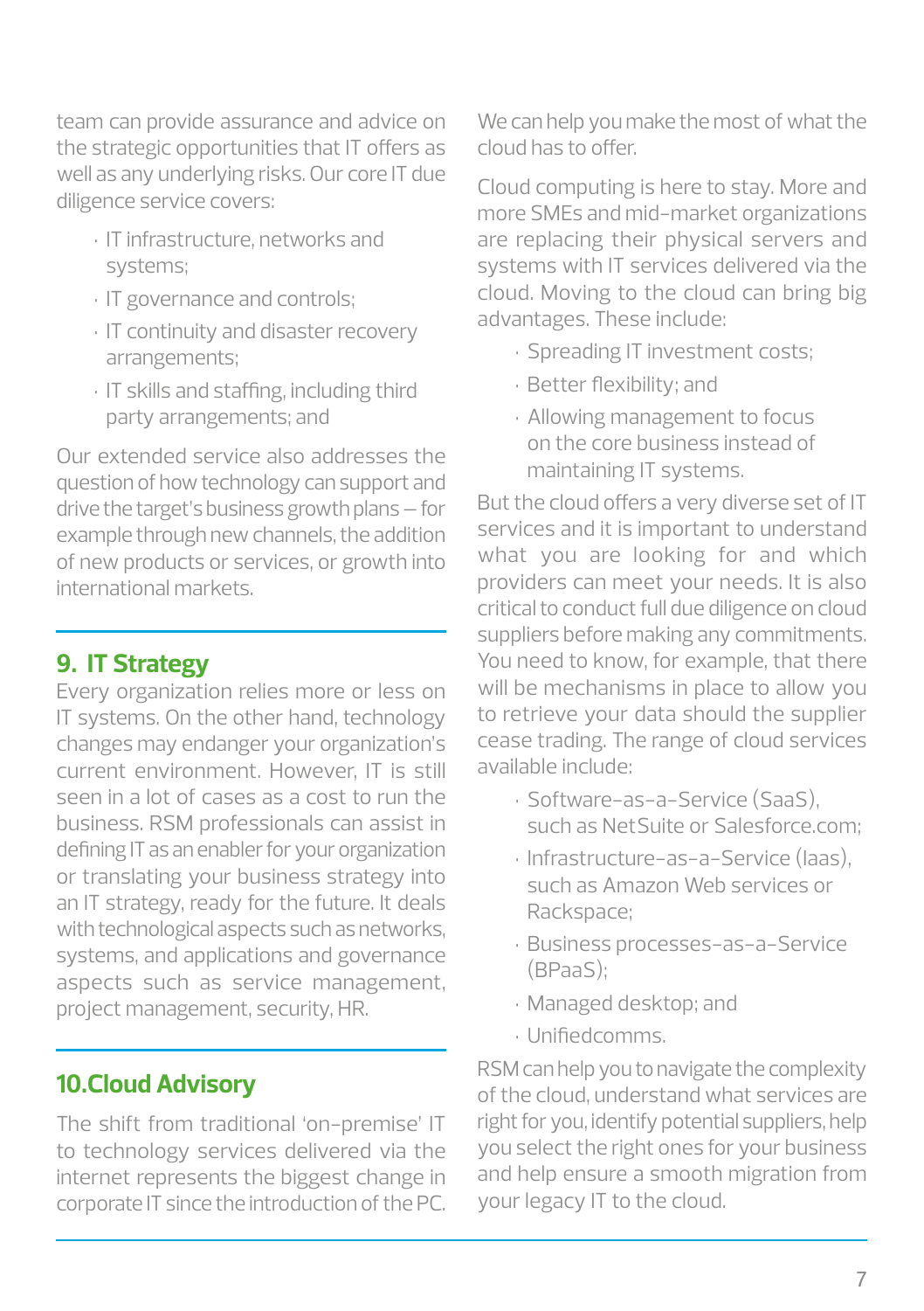team can provide assurance and advice on the strategic opportunities that IT offers as well as any underlying risks. Our core IT due diligence service covers:

- IT infrastructure, networks and systems;
- IT governance and controls;
- IT continuity and disaster recovery arrangements;
- IT skills and staffing, including third party arrangements; and

Our extended service also addresses the question of how technology can support and drive the target's business growth plans – for example through new channels, the addition of new products or services, or growth into international markets.

## 9. IT Strategy

Every organization relies more or less on IT systems. On the other hand, technology changes may endanger your organization's current environment. However, IT is still seen in a lot of cases as a cost to run the business. RSM professionals can assist in defining IT as an enabler for your organization or translating your business strategy into an IT strategy, ready for the future. It deals with technological aspects such as networks, systems, and applications and governance aspects such as service management, project management, security, HR.

## 10.Cloud Advisory

The shift from traditional 'on-premise' IT to technology services delivered via the internet represents the biggest change in corporate IT since the introduction of the PC. We can help you make the most of what the cloud has to offer.

Cloud computing is here to stay. More and more SMEs and mid-market organizations are replacing their physical servers and systems with IT services delivered via the cloud. Moving to the cloud can bring big advantages. These include:

- Spreading IT investment costs;
- Better flexibility; and
- Allowing management to focus on the core business instead of maintaining IT systems.

But the cloud offers a very diverse set of IT services and it is important to understand what you are looking for and which providers can meet your needs. It is also critical to conduct full due diligence on cloud suppliers before making any commitments. You need to know, for example, that there will be mechanisms in place to allow you to retrieve your data should the supplier cease trading. The range of cloud services available include:

- Software-as-a-Service (SaaS), such as NetSuite or Salesforce.com;
- Infrastructure-as-a-Service (Iaas), such as Amazon Web services or Rackspace;
- Business processes-as-a-Service (BPaaS);
- Managed desktop; and
- Unifiedcomms.

RSM can help you to navigate the complexity of the cloud, understand what services are right for you, identify potential suppliers, help you select the right ones for your business and help ensure a smooth migration from your legacy IT to the cloud.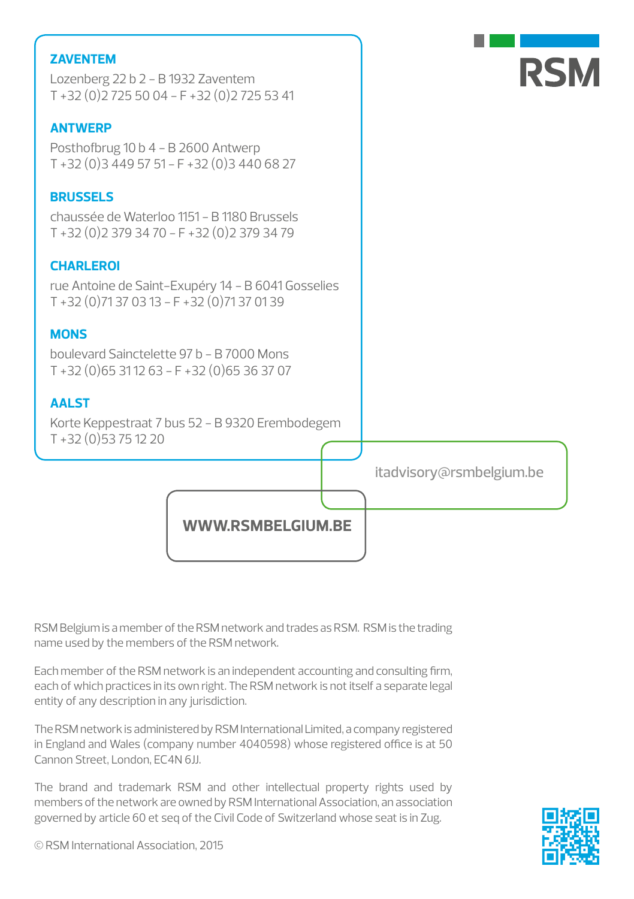RSM

**ZAVENTEM**

Lozenberg 22 b 2 – B 1932 Zaventem
T +32 (0)2 725 50 04 – F +32 (0)2 725 53 41

**ANTWERP**

Posthofbrug 10 b 4 – B 2600 Antwerp
T +32 (0)3 449 57 51 – F +32 (0)3 440 68 27

**BRUSSELS**

chaussée de Waterloo 1151 – B 1180 Brussels
T +32 (0)2 379 34 70 – F +32 (0)2 379 34 79

**CHARLEROI**

rue Antoine de Saint-Exupéry 14 – B 6041 Gosselies
T +32 (0)71 37 03 13 – F +32 (0)71 37 01 39

**MONS**

boulevard Sainctelette 97 b – B 7000 Mons
T +32 (0)65 31 12 63 – F +32 (0)65 36 37 07

**AALST**

Korte Keppestraat 7 bus 52 – B 9320 Erembodegem
T +32 (0)53 75 12 20

itadvisory@rsmbelgium.be

**WWW.RSMBELGIUM.BE**

RSM Belgium is a member of the RSM network and trades as RSM. RSM is the trading name used by the members of the RSM network.

Each member of the RSM network is an independent accounting and consulting firm, each of which practices in its own right. The RSM network is not itself a separate legal entity of any description in any jurisdiction.

The RSM network is administered by RSM International Limited, a company registered in England and Wales (company number 4040598) whose registered office is at 50 Cannon Street, London, EC4N 6JJ.

The brand and trademark RSM and other intellectual property rights used by members of the network are owned by RSM International Association, an association governed by article 60 et seq of the Civil Code of Switzerland whose seat is in Zug.

© RSM International Association, 2015